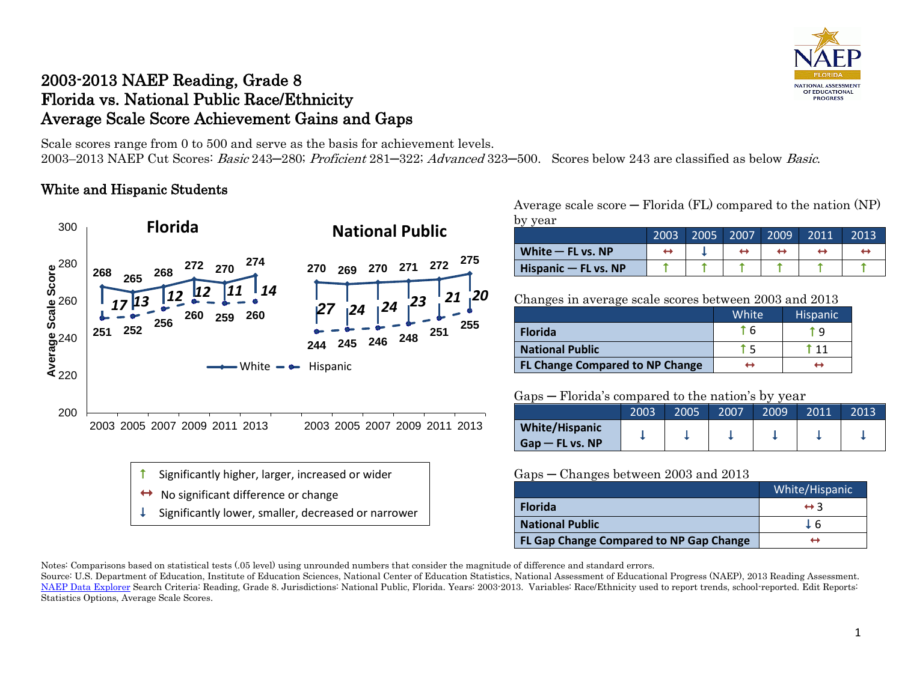# 2003-2013 NAEP Reading, Grade 8
# Florida vs. National Public Race/Ethnicity
# Average Scale Score Achievement Gains and Gaps

Scale scores range from 0 to 500 and serve as the basis for achievement levels.
2003–2013 NAEP Cut Scores: *Basic* 243–280; *Proficient* 281–322; *Advanced* 323–500. Scores below 243 are classified as below *Basic*.

## White and Hispanic Students

**Florida**

| Year | White | Hispanic | Gap |
| --- | --- | --- | --- |
| 2003 | 268 | 251 | 17 |
| 2005 | 265 | 252 | 13 |
| 2007 | 268 | 256 | 12 |
| 2009 | 272 | 260 | 12 |
| 2011 | 270 | 259 | 11 |
| 2013 | 274 | 260 | 14 |

**National Public**

| Year | White | Hispanic | Gap |
| --- | --- | --- | --- |
| 2003 | 270 | 244 | 27 |
| 2005 | 269 | 245 | 24 |
| 2007 | 270 | 246 | 24 |
| 2009 | 271 | 248 | 23 |
| 2011 | 272 | 251 | 21 |
| 2013 | 275 | 255 | 20 |

↑ Significantly higher, larger, increased or wider
↔ No significant difference or change
↓ Significantly lower, smaller, decreased or narrower

Average scale score — Florida (FL) compared to the nation (NP) by year

| | 2003 | 2005 | 2007 | 2009 | 2011 | 2013 |
| --- | --- | --- | --- | --- | --- | --- |
| **White — FL vs. NP** | ↔ | ↓ | ↔ | ↔ | ↔ | ↔ |
| **Hispanic — FL vs. NP** | ↑ | ↑ | ↑ | ↑ | ↑ | ↑ |

Changes in average scale scores between 2003 and 2013

| | White | Hispanic |
| --- | --- | --- |
| **Florida** | ↑ 6 | ↑ 9 |
| **National Public** | ↑ 5 | ↑ 11 |
| **FL Change Compared to NP Change** | ↔ | ↔ |

Gaps — Florida's compared to the nation's by year

| | 2003 | 2005 | 2007 | 2009 | 2011 | 2013 |
| --- | --- | --- | --- | --- | --- | --- |
| **White/Hispanic Gap — FL vs. NP** | ↓ | ↓ | ↓ | ↓ | ↓ | ↓ |

Gaps — Changes between 2003 and 2013

| | White/Hispanic |
| --- | --- |
| **Florida** | ↔ 3 |
| **National Public** | ↓ 6 |
| **FL Gap Change Compared to NP Gap Change** | ↔ |

Notes: Comparisons based on statistical tests (.05 level) using unrounded numbers that consider the magnitude of difference and standard errors.
Source: U.S. Department of Education, Institute of Education Sciences, National Center of Education Statistics, National Assessment of Educational Progress (NAEP), 2013 Reading Assessment. NAEP Data Explorer Search Criteria: Reading, Grade 8. Jurisdictions: National Public, Florida. Years: 2003-2013. Variables: Race/Ethnicity used to report trends, school-reported. Edit Reports: Statistics Options, Average Scale Scores.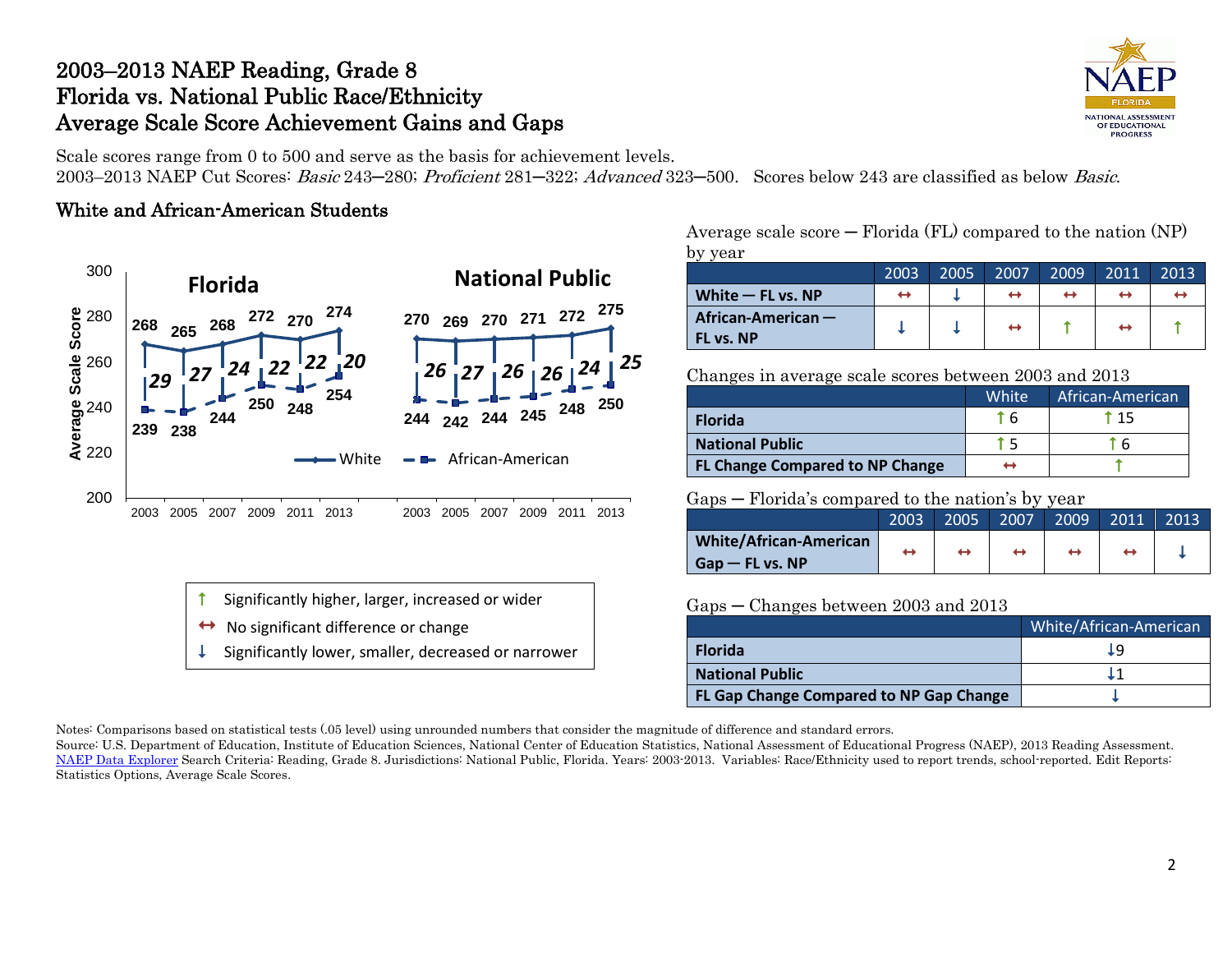# 2003–2013 NAEP Reading, Grade 8
# Florida vs. National Public Race/Ethnicity
# Average Scale Score Achievement Gains and Gaps

Scale scores range from 0 to 500 and serve as the basis for achievement levels.
2003–2013 NAEP Cut Scores: *Basic* 243─280; *Proficient* 281─322; *Advanced* 323─500. Scores below 243 are classified as below *Basic*.

## White and African-American Students

**Florida**

| | 2003 | 2005 | 2007 | 2009 | 2011 | 2013 |
|---|---|---|---|---|---|---|
| White | 268 | 265 | 268 | 272 | 270 | 274 |
| African-American | 239 | 238 | 244 | 250 | 248 | 254 |
| Gap | 29 | 27 | 24 | 22 | 22 | 20 |

**National Public**

| | 2003 | 2005 | 2007 | 2009 | 2011 | 2013 |
|---|---|---|---|---|---|---|
| White | 270 | 269 | 270 | 271 | 272 | 275 |
| African-American | 244 | 242 | 244 | 245 | 248 | 250 |
| Gap | 26 | 27 | 26 | 26 | 24 | 25 |

↑ Significantly higher, larger, increased or wider
↔ No significant difference or change
↓ Significantly lower, smaller, decreased or narrower

Average scale score ─ Florida (FL) compared to the nation (NP) by year

| | 2003 | 2005 | 2007 | 2009 | 2011 | 2013 |
|---|---|---|---|---|---|---|
| White ─ FL vs. NP | ↔ | ↓ | ↔ | ↔ | ↔ | ↔ |
| African-American ─ FL vs. NP | ↓ | ↓ | ↔ | ↑ | ↔ | ↑ |

Changes in average scale scores between 2003 and 2013

| | White | African-American |
|---|---|---|
| Florida | ↑ 6 | ↑ 15 |
| National Public | ↑ 5 | ↑ 6 |
| FL Change Compared to NP Change | ↔ | ↑ |

Gaps ─ Florida's compared to the nation's by year

| | 2003 | 2005 | 2007 | 2009 | 2011 | 2013 |
|---|---|---|---|---|---|---|
| White/African-American Gap ─ FL vs. NP | ↔ | ↔ | ↔ | ↔ | ↔ | ↓ |

Gaps ─ Changes between 2003 and 2013

| | White/African-American |
|---|---|
| Florida | ↓9 |
| National Public | ↓1 |
| FL Gap Change Compared to NP Gap Change | ↓ |

Notes: Comparisons based on statistical tests (.05 level) using unrounded numbers that consider the magnitude of difference and standard errors.
Source: U.S. Department of Education, Institute of Education Sciences, National Center of Education Statistics, National Assessment of Educational Progress (NAEP), 2013 Reading Assessment. NAEP Data Explorer Search Criteria: Reading, Grade 8. Jurisdictions: National Public, Florida. Years: 2003-2013. Variables: Race/Ethnicity used to report trends, school-reported. Edit Reports: Statistics Options, Average Scale Scores.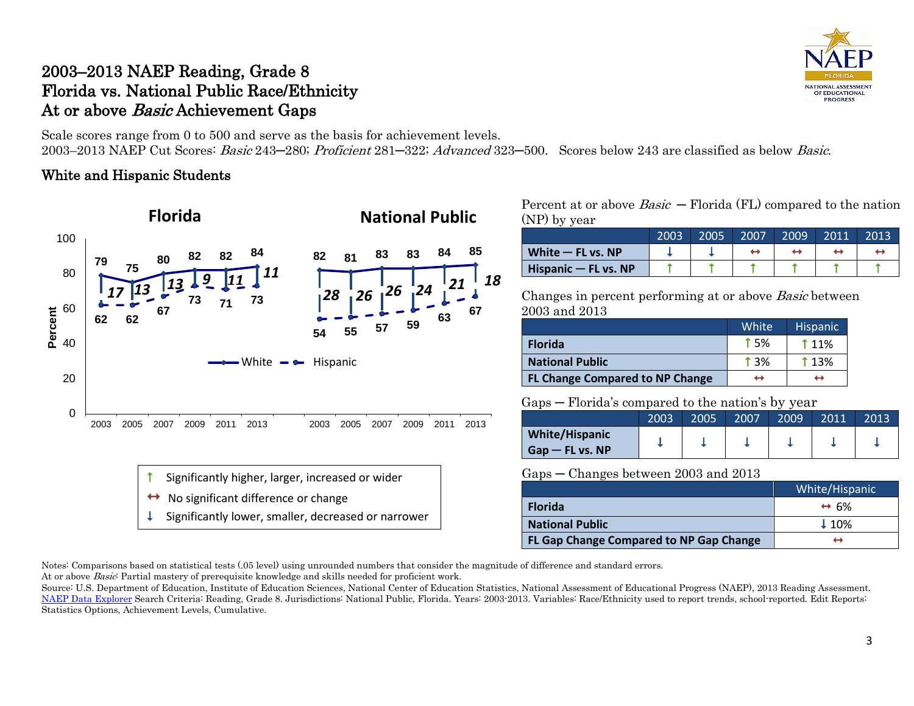# 2003–2013 NAEP Reading, Grade 8
# Florida vs. National Public Race/Ethnicity
# At or above *Basic* Achievement Gaps

Scale scores range from 0 to 500 and serve as the basis for achievement levels.
2003–2013 NAEP Cut Scores: *Basic* 243–280; *Proficient* 281–322; *Advanced* 323–500. Scores below 243 are classified as below *Basic*.

## White and Hispanic Students

**Florida**

| | 2003 | 2005 | 2007 | 2009 | 2011 | 2013 |
|---|---|---|---|---|---|---|
| White | 79 | 75 | 80 | 82 | 82 | 84 |
| Hispanic | 62 | 62 | 67 | 73 | 71 | 73 |
| Gap | 17 | 13 | 13 | 9 | 11 | 11 |

**National Public**

| | 2003 | 2005 | 2007 | 2009 | 2011 | 2013 |
|---|---|---|---|---|---|---|
| White | 82 | 81 | 83 | 83 | 84 | 85 |
| Hispanic | 54 | 55 | 57 | 59 | 63 | 67 |
| Gap | 28 | 26 | 26 | 24 | 21 | 18 |

↑ Significantly higher, larger, increased or wider
↔ No significant difference or change
↓ Significantly lower, smaller, decreased or narrower

Percent at or above *Basic* — Florida (FL) compared to the nation (NP) by year

| | 2003 | 2005 | 2007 | 2009 | 2011 | 2013 |
|---|---|---|---|---|---|---|
| **White — FL vs. NP** | ↓ | ↓ | ↔ | ↔ | ↔ | ↔ |
| **Hispanic — FL vs. NP** | ↑ | ↑ | ↑ | ↑ | ↑ | ↑ |

Changes in percent performing at or above *Basic* between 2003 and 2013

| | White | Hispanic |
|---|---|---|
| **Florida** | ↑ 5% | ↑ 11% |
| **National Public** | ↑ 3% | ↑ 13% |
| **FL Change Compared to NP Change** | ↔ | ↔ |

Gaps — Florida's compared to the nation's by year

| | 2003 | 2005 | 2007 | 2009 | 2011 | 2013 |
|---|---|---|---|---|---|---|
| **White/Hispanic Gap — FL vs. NP** | ↓ | ↓ | ↓ | ↓ | ↓ | ↓ |

Gaps — Changes between 2003 and 2013

| | White/Hispanic |
|---|---|
| **Florida** | ↔ 6% |
| **National Public** | ↓ 10% |
| **FL Gap Change Compared to NP Gap Change** | ↔ |

Notes: Comparisons based on statistical tests (.05 level) using unrounded numbers that consider the magnitude of difference and standard errors.
At or above *Basic*: Partial mastery of prerequisite knowledge and skills needed for proficient work.
Source: U.S. Department of Education, Institute of Education Sciences, National Center of Education Statistics, National Assessment of Educational Progress (NAEP), 2013 Reading Assessment. NAEP Data Explorer Search Criteria: Reading, Grade 8. Jurisdictions: National Public, Florida. Years: 2003-2013. Variables: Race/Ethnicity used to report trends, school-reported. Edit Reports: Statistics Options, Achievement Levels, Cumulative.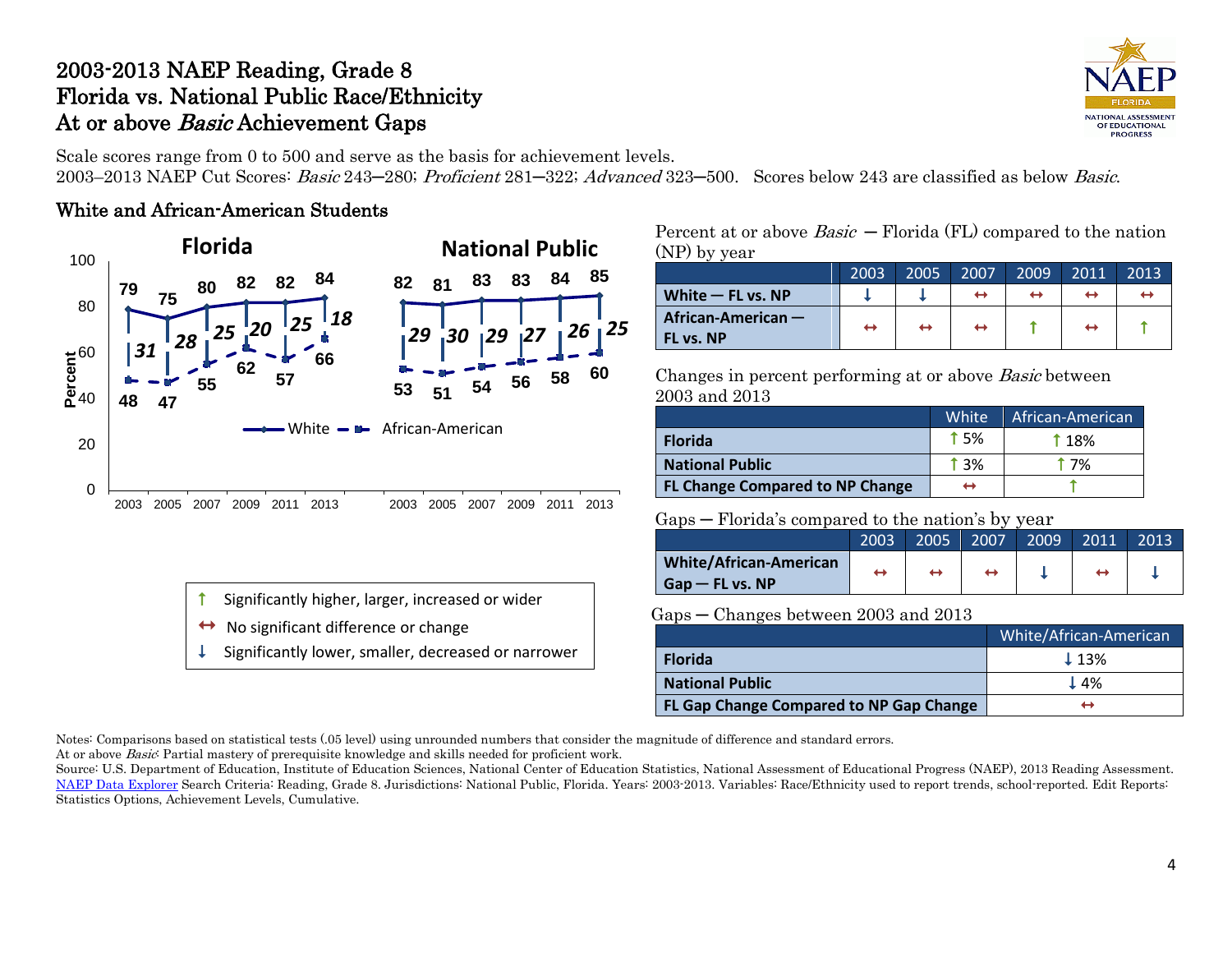# 2003-2013 NAEP Reading, Grade 8
# Florida vs. National Public Race/Ethnicity
# At or above *Basic* Achievement Gaps

Scale scores range from 0 to 500 and serve as the basis for achievement levels.
2003–2013 NAEP Cut Scores: *Basic* 243–280; *Proficient* 281–322; *Advanced* 323–500. Scores below 243 are classified as below *Basic*.

## White and African-American Students

**Florida**

| Year | White | African-American | Gap |
|---|---|---|---|
| 2003 | 79 | 48 | 31 |
| 2005 | 75 | 47 | 28 |
| 2007 | 80 | 55 | 25 |
| 2009 | 82 | 62 | 20 |
| 2011 | 82 | 57 | 25 |
| 2013 | 84 | 66 | 18 |

**National Public**

| Year | White | African-American | Gap |
|---|---|---|---|
| 2003 | 82 | 53 | 29 |
| 2005 | 81 | 51 | 30 |
| 2007 | 83 | 54 | 29 |
| 2009 | 83 | 56 | 27 |
| 2011 | 84 | 58 | 26 |
| 2013 | 85 | 60 | 25 |

Percent at or above *Basic* — Florida (FL) compared to the nation (NP) by year

| | 2003 | 2005 | 2007 | 2009 | 2011 | 2013 |
|---|---|---|---|---|---|---|
| **White — FL vs. NP** | ↓ | ↓ | ↔ | ↔ | ↔ | ↔ |
| **African-American — FL vs. NP** | ↔ | ↔ | ↔ | ↑ | ↔ | ↑ |

Changes in percent performing at or above *Basic* between 2003 and 2013

| | White | African-American |
|---|---|---|
| **Florida** | ↑ 5% | ↑ 18% |
| **National Public** | ↑ 3% | ↑ 7% |
| **FL Change Compared to NP Change** | ↔ | ↑ |

Gaps — Florida's compared to the nation's by year

| | 2003 | 2005 | 2007 | 2009 | 2011 | 2013 |
|---|---|---|---|---|---|---|
| **White/African-American Gap — FL vs. NP** | ↔ | ↔ | ↔ | ↓ | ↔ | ↓ |

Gaps — Changes between 2003 and 2013

| | White/African-American |
|---|---|
| **Florida** | ↓ 13% |
| **National Public** | ↓ 4% |
| **FL Gap Change Compared to NP Gap Change** | ↔ |

↑ Significantly higher, larger, increased or wider
↔ No significant difference or change
↓ Significantly lower, smaller, decreased or narrower

Notes: Comparisons based on statistical tests (.05 level) using unrounded numbers that consider the magnitude of difference and standard errors.
At or above *Basic*: Partial mastery of prerequisite knowledge and skills needed for proficient work.
Source: U.S. Department of Education, Institute of Education Sciences, National Center of Education Statistics, National Assessment of Educational Progress (NAEP), 2013 Reading Assessment. NAEP Data Explorer Search Criteria: Reading, Grade 8. Jurisdictions: National Public, Florida. Years: 2003-2013. Variables: Race/Ethnicity used to report trends, school-reported. Edit Reports: Statistics Options, Achievement Levels, Cumulative.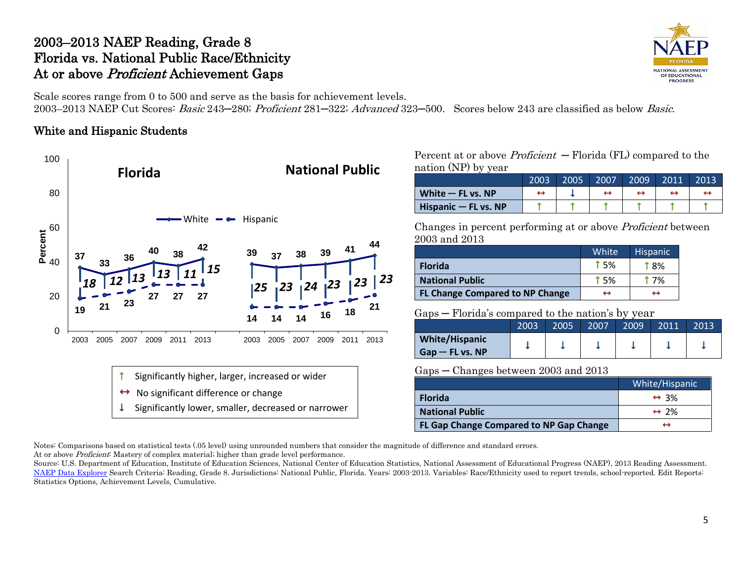# 2003–2013 NAEP Reading, Grade 8
# Florida vs. National Public Race/Ethnicity
# At or above *Proficient* Achievement Gaps

Scale scores range from 0 to 500 and serve as the basis for achievement levels.
2003–2013 NAEP Cut Scores: *Basic* 243–280; *Proficient* 281–322; *Advanced* 323–500. Scores below 243 are classified as below *Basic*.

## White and Hispanic Students

Florida

| | 2003 | 2005 | 2007 | 2009 | 2011 | 2013 |
|---|---|---|---|---|---|---|
| White | 37 | 33 | 36 | 40 | 38 | 42 |
| Hispanic | 19 | 21 | 23 | 27 | 27 | 27 |
| Gap | 18 | 12 | 13 | 13 | 11 | 15 |

National Public

| | 2003 | 2005 | 2007 | 2009 | 2011 | 2013 |
|---|---|---|---|---|---|---|
| White | 39 | 37 | 38 | 39 | 41 | 44 |
| Hispanic | 14 | 14 | 14 | 16 | 18 | 21 |
| Gap | 25 | 23 | 24 | 23 | 23 | 23 |

↑ Significantly higher, larger, increased or wider
↔ No significant difference or change
↓ Significantly lower, smaller, decreased or narrower

Percent at or above *Proficient* — Florida (FL) compared to the nation (NP) by year

| | 2003 | 2005 | 2007 | 2009 | 2011 | 2013 |
|---|---|---|---|---|---|---|
| **White — FL vs. NP** | ↔ | ↓ | ↔ | ↔ | ↔ | ↔ |
| **Hispanic — FL vs. NP** | ↑ | ↑ | ↑ | ↑ | ↑ | ↑ |

Changes in percent performing at or above *Proficient* between 2003 and 2013

| | White | Hispanic |
|---|---|---|
| **Florida** | ↑ 5% | ↑ 8% |
| **National Public** | ↑ 5% | ↑ 7% |
| **FL Change Compared to NP Change** | ↔ | ↔ |

Gaps — Florida's compared to the nation's by year

| | 2003 | 2005 | 2007 | 2009 | 2011 | 2013 |
|---|---|---|---|---|---|---|
| **White/Hispanic Gap — FL vs. NP** | ↓ | ↓ | ↓ | ↓ | ↓ | ↓ |

Gaps — Changes between 2003 and 2013

| | White/Hispanic |
|---|---|
| **Florida** | ↔ 3% |
| **National Public** | ↔ 2% |
| **FL Gap Change Compared to NP Gap Change** | ↔ |

Notes: Comparisons based on statistical tests (.05 level) using unrounded numbers that consider the magnitude of difference and standard errors.
At or above *Proficient*: Mastery of complex material; higher than grade level performance.
Source: U.S. Department of Education, Institute of Education Sciences, National Center of Education Statistics, National Assessment of Educational Progress (NAEP), 2013 Reading Assessment. NAEP Data Explorer Search Criteria: Reading, Grade 8. Jurisdictions: National Public, Florida. Years: 2003-2013. Variables: Race/Ethnicity used to report trends, school-reported. Edit Reports: Statistics Options, Achievement Levels, Cumulative.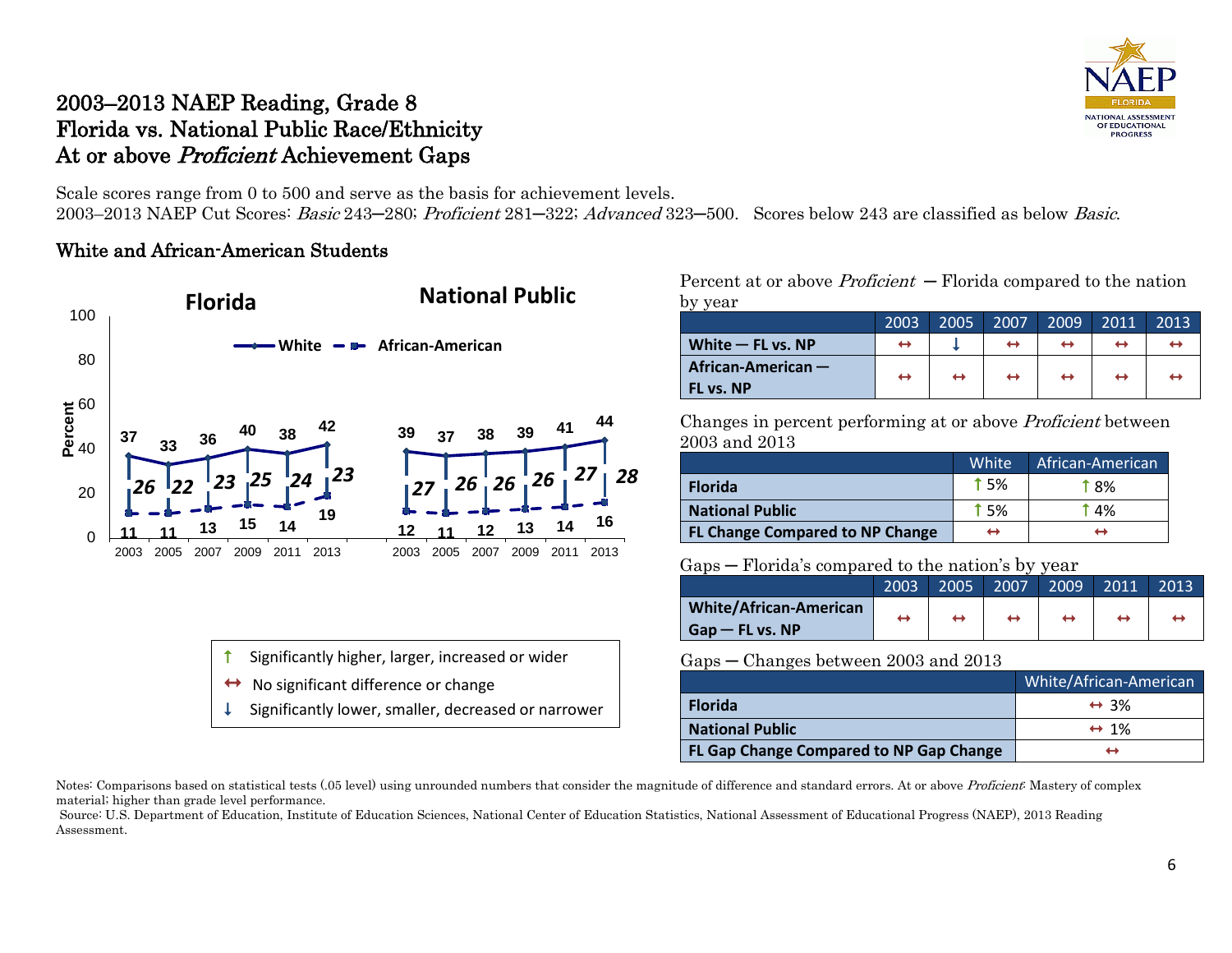# 2003–2013 NAEP Reading, Grade 8
# Florida vs. National Public Race/Ethnicity
# At or above *Proficient* Achievement Gaps

Scale scores range from 0 to 500 and serve as the basis for achievement levels.
2003–2013 NAEP Cut Scores: *Basic* 243–280; *Proficient* 281–322; *Advanced* 323–500. Scores below 243 are classified as below *Basic*.

## White and African-American Students

**Florida** / **National Public**

Percent — White / African-American

| | 2003 | 2005 | 2007 | 2009 | 2011 | 2013 |
|---|---|---|---|---|---|---|
| Florida White | 37 | 33 | 36 | 40 | 38 | 42 |
| Florida African-American | 11 | 11 | 13 | 15 | 14 | 19 |
| Florida Gap | 26 | 22 | 23 | 25 | 24 | 23 |
| National Public White | 39 | 37 | 38 | 39 | 41 | 44 |
| National Public African-American | 12 | 11 | 12 | 13 | 14 | 16 |
| National Public Gap | 27 | 26 | 26 | 26 | 27 | 28 |

↑ Significantly higher, larger, increased or wider
↔ No significant difference or change
↓ Significantly lower, smaller, decreased or narrower

Percent at or above *Proficient* — Florida compared to the nation by year

| | 2003 | 2005 | 2007 | 2009 | 2011 | 2013 |
|---|---|---|---|---|---|---|
| **White — FL vs. NP** | ↔ | ↓ | ↔ | ↔ | ↔ | ↔ |
| **African-American — FL vs. NP** | ↔ | ↔ | ↔ | ↔ | ↔ | ↔ |

Changes in percent performing at or above *Proficient* between 2003 and 2013

| | White | African-American |
|---|---|---|
| **Florida** | ↑ 5% | ↑ 8% |
| **National Public** | ↑ 5% | ↑ 4% |
| **FL Change Compared to NP Change** | ↔ | ↔ |

Gaps — Florida's compared to the nation's by year

| | 2003 | 2005 | 2007 | 2009 | 2011 | 2013 |
|---|---|---|---|---|---|---|
| **White/African-American Gap — FL vs. NP** | ↔ | ↔ | ↔ | ↔ | ↔ | ↔ |

Gaps — Changes between 2003 and 2013

| | White/African-American |
|---|---|
| **Florida** | ↔ 3% |
| **National Public** | ↔ 1% |
| **FL Gap Change Compared to NP Gap Change** | ↔ |

Notes: Comparisons based on statistical tests (.05 level) using unrounded numbers that consider the magnitude of difference and standard errors. At or above *Proficient*: Mastery of complex material; higher than grade level performance.
Source: U.S. Department of Education, Institute of Education Sciences, National Center of Education Statistics, National Assessment of Educational Progress (NAEP), 2013 Reading Assessment.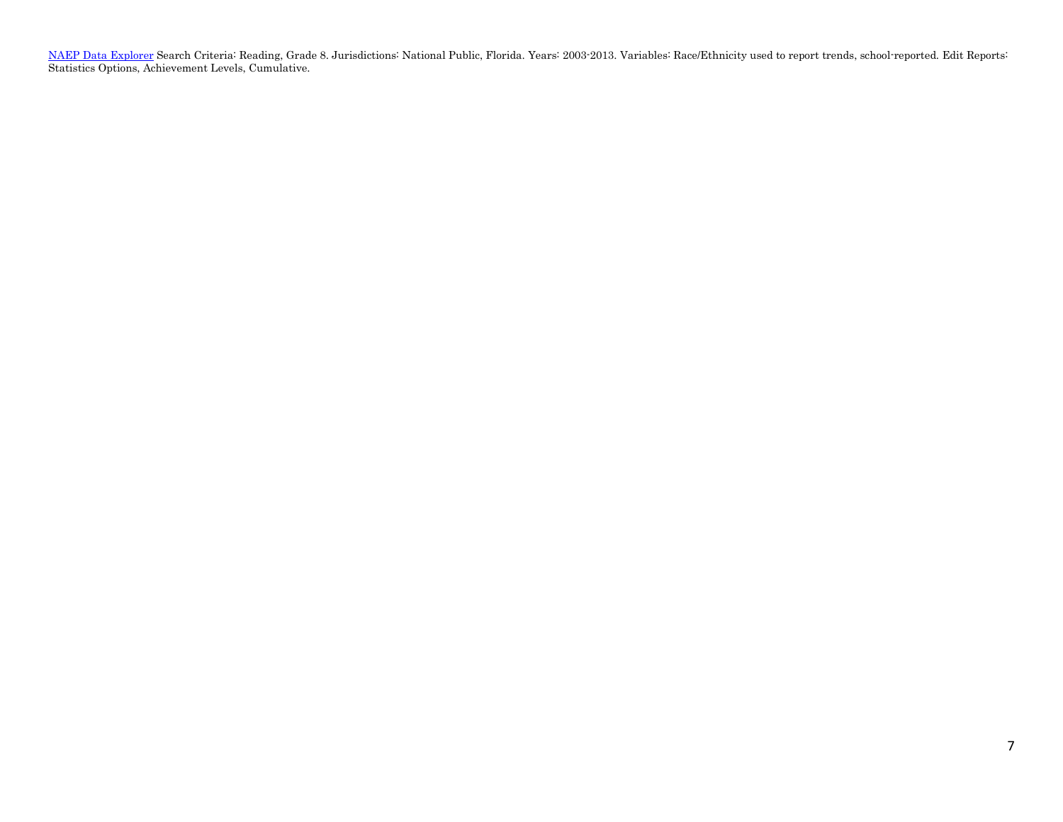NAEP Data Explorer Search Criteria: Reading, Grade 8. Jurisdictions: National Public, Florida. Years: 2003-2013. Variables: Race/Ethnicity used to report trends, school-reported. Edit Reports: Statistics Options, Achievement Levels, Cumulative.